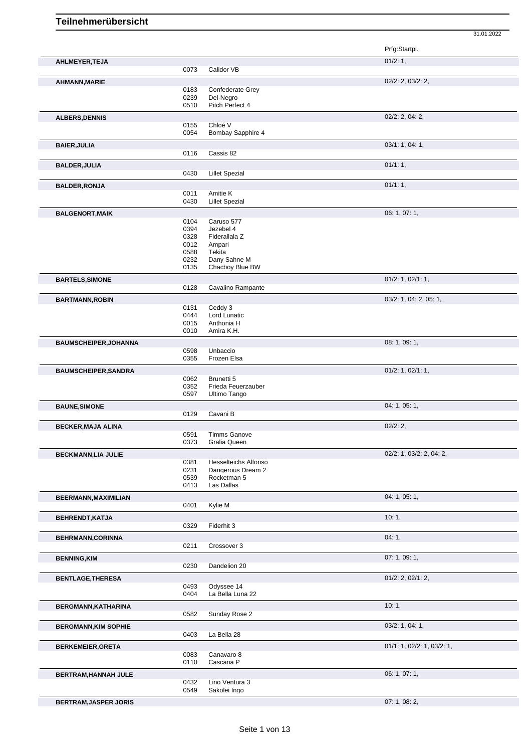# Teilnehmerübersicht

31.01.2022

| Name | Nr. | Pferd | Prfg:Startpl. |
|---|---|---|---|
| **AHLMEYER,TEJA** | | | 01/2: 1, |
| | 0073 | Calidor VB | |
| **AHMANN,MARIE** | | | 02/2: 2, 03/2: 2, |
| | 0183 | Confederate Grey | |
| | 0239 | Del-Negro | |
| | 0510 | Pitch Perfect 4 | |
| **ALBERS,DENNIS** | | | 02/2: 2, 04: 2, |
| | 0155 | Chloé V | |
| | 0054 | Bombay Sapphire 4 | |
| **BAIER,JULIA** | | | 03/1: 1, 04: 1, |
| | 0116 | Cassis 82 | |
| **BALDER,JULIA** | | | 01/1: 1, |
| | 0430 | Lillet Spezial | |
| **BALDER,RONJA** | | | 01/1: 1, |
| | 0011 | Amitie K | |
| | 0430 | Lillet Spezial | |
| **BALGENORT,MAIK** | | | 06: 1, 07: 1, |
| | 0104 | Caruso 577 | |
| | 0394 | Jezebel 4 | |
| | 0328 | Fiderallala Z | |
| | 0012 | Ampari | |
| | 0588 | Tekita | |
| | 0232 | Dany Sahne M | |
| | 0135 | Chacboy Blue BW | |
| **BARTELS,SIMONE** | | | 01/2: 1, 02/1: 1, |
| | 0128 | Cavalino Rampante | |
| **BARTMANN,ROBIN** | | | 03/2: 1, 04: 2, 05: 1, |
| | 0131 | Ceddy 3 | |
| | 0444 | Lord Lunatic | |
| | 0015 | Anthonia H | |
| | 0010 | Amira K.H. | |
| **BAUMSCHEIPER,JOHANNA** | | | 08: 1, 09: 1, |
| | 0598 | Unbaccio | |
| | 0355 | Frozen Elsa | |
| **BAUMSCHEIPER,SANDRA** | | | 01/2: 1, 02/1: 1, |
| | 0062 | Brunetti 5 | |
| | 0352 | Frieda Feuerzauber | |
| | 0597 | Ultimo Tango | |
| **BAUNE,SIMONE** | | | 04: 1, 05: 1, |
| | 0129 | Cavani B | |
| **BECKER,MAJA ALINA** | | | 02/2: 2, |
| | 0591 | Timms Ganove | |
| | 0373 | Gralia Queen | |
| **BECKMANN,LIA JULIE** | | | 02/2: 1, 03/2: 2, 04: 2, |
| | 0381 | Hesselteichs Alfonso | |
| | 0231 | Dangerous Dream 2 | |
| | 0539 | Rocketman 5 | |
| | 0413 | Las Dallas | |
| **BEERMANN,MAXIMILIAN** | | | 04: 1, 05: 1, |
| | 0401 | Kylie M | |
| **BEHRENDT,KATJA** | | | 10: 1, |
| | 0329 | Fiderhit 3 | |
| **BEHRMANN,CORINNA** | | | 04: 1, |
| | 0211 | Crossover 3 | |
| **BENNING,KIM** | | | 07: 1, 09: 1, |
| | 0230 | Dandelion 20 | |
| **BENTLAGE,THERESA** | | | 01/2: 2, 02/1: 2, |
| | 0493 | Odyssee 14 | |
| | 0404 | La Bella Luna 22 | |
| **BERGMANN,KATHARINA** | | | 10: 1, |
| | 0582 | Sunday Rose 2 | |
| **BERGMANN,KIM SOPHIE** | | | 03/2: 1, 04: 1, |
| | 0403 | La Bella 28 | |
| **BERKEMEIER,GRETA** | | | 01/1: 1, 02/2: 1, 03/2: 1, |
| | 0083 | Canavaro 8 | |
| | 0110 | Cascana P | |
| **BERTRAM,HANNAH JULE** | | | 06: 1, 07: 1, |
| | 0432 | Lino Ventura 3 | |
| | 0549 | Sakolei Ingo | |
| **BERTRAM,JASPER JORIS** | | | 07: 1, 08: 2, |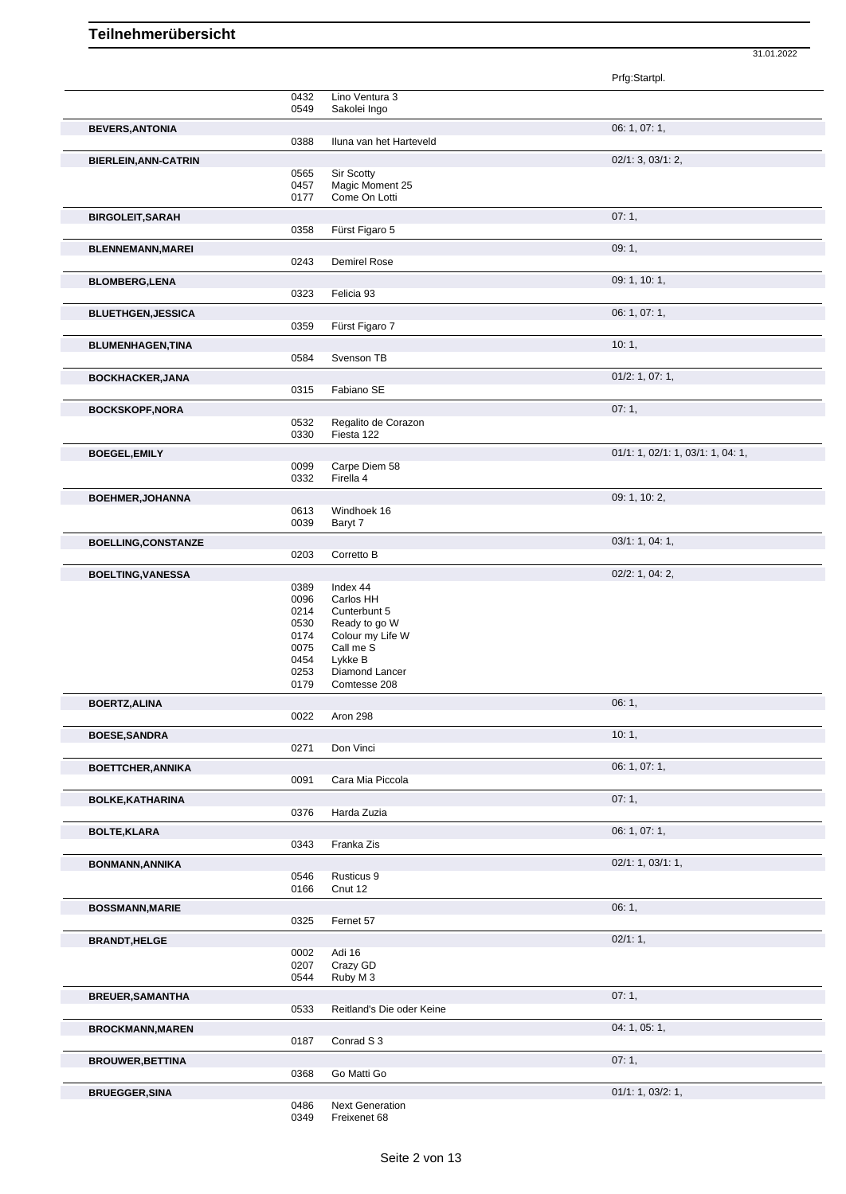# Teilnehmerübersicht

31.01.2022

| Name | Nr. | Pferd | Prfg:Startpl. |
|---|---|---|---|
| | 0432 | Lino Ventura 3 | |
| | 0549 | Sakolei Ingo | |
| **BEVERS,ANTONIA** | | | 06: 1, 07: 1, |
| | 0388 | Iluna van het Harteveld | |
| **BIERLEIN,ANN-CATRIN** | | | 02/1: 3, 03/1: 2, |
| | 0565 | Sir Scotty | |
| | 0457 | Magic Moment 25 | |
| | 0177 | Come On Lotti | |
| **BIRGOLEIT,SARAH** | | | 07: 1, |
| | 0358 | Fürst Figaro 5 | |
| **BLENNEMANN,MAREI** | | | 09: 1, |
| | 0243 | Demirel Rose | |
| **BLOMBERG,LENA** | | | 09: 1, 10: 1, |
| | 0323 | Felicia 93 | |
| **BLUETHGEN,JESSICA** | | | 06: 1, 07: 1, |
| | 0359 | Fürst Figaro 7 | |
| **BLUMENHAGEN,TINA** | | | 10: 1, |
| | 0584 | Svenson TB | |
| **BOCKHACKER,JANA** | | | 01/2: 1, 07: 1, |
| | 0315 | Fabiano SE | |
| **BOCKSKOPF,NORA** | | | 07: 1, |
| | 0532 | Regalito de Corazon | |
| | 0330 | Fiesta 122 | |
| **BOEGEL,EMILY** | | | 01/1: 1, 02/1: 1, 03/1: 1, 04: 1, |
| | 0099 | Carpe Diem 58 | |
| | 0332 | Firella 4 | |
| **BOEHMER,JOHANNA** | | | 09: 1, 10: 2, |
| | 0613 | Windhoek 16 | |
| | 0039 | Baryt 7 | |
| **BOELLING,CONSTANZE** | | | 03/1: 1, 04: 1, |
| | 0203 | Corretto B | |
| **BOELTING,VANESSA** | | | 02/2: 1, 04: 2, |
| | 0389 | Index 44 | |
| | 0096 | Carlos HH | |
| | 0214 | Cunterbunt 5 | |
| | 0530 | Ready to go W | |
| | 0174 | Colour my Life W | |
| | 0075 | Call me S | |
| | 0454 | Lykke B | |
| | 0253 | Diamond Lancer | |
| | 0179 | Comtesse 208 | |
| **BOERTZ,ALINA** | | | 06: 1, |
| | 0022 | Aron 298 | |
| **BOESE,SANDRA** | | | 10: 1, |
| | 0271 | Don Vinci | |
| **BOETTCHER,ANNIKA** | | | 06: 1, 07: 1, |
| | 0091 | Cara Mia Piccola | |
| **BOLKE,KATHARINA** | | | 07: 1, |
| | 0376 | Harda Zuzia | |
| **BOLTE,KLARA** | | | 06: 1, 07: 1, |
| | 0343 | Franka Zis | |
| **BONMANN,ANNIKA** | | | 02/1: 1, 03/1: 1, |
| | 0546 | Rusticus 9 | |
| | 0166 | Cnut 12 | |
| **BOSSMANN,MARIE** | | | 06: 1, |
| | 0325 | Fernet 57 | |
| **BRANDT,HELGE** | | | 02/1: 1, |
| | 0002 | Adi 16 | |
| | 0207 | Crazy GD | |
| | 0544 | Ruby M 3 | |
| **BREUER,SAMANTHA** | | | 07: 1, |
| | 0533 | Reitland's Die oder Keine | |
| **BROCKMANN,MAREN** | | | 04: 1, 05: 1, |
| | 0187 | Conrad S 3 | |
| **BROUWER,BETTINA** | | | 07: 1, |
| | 0368 | Go Matti Go | |
| **BRUEGGER,SINA** | | | 01/1: 1, 03/2: 1, |
| | 0486 | Next Generation | |
| | 0349 | Freixenet 68 | |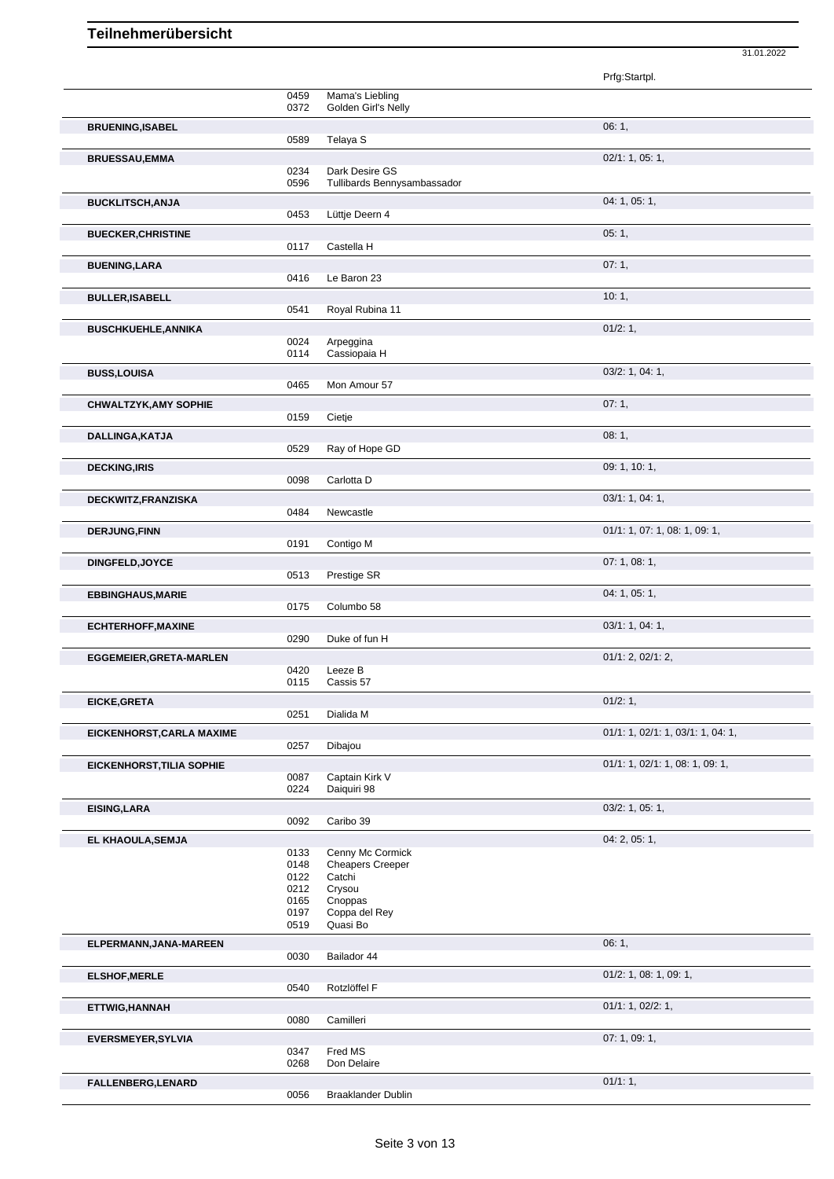# Teilnehmerübersicht

31.01.2022

| Teilnehmer | Nr. | Pferd | Prfg:Startpl. |
|---|---|---|---|
| | 0459 | Mama's Liebling | |
| | 0372 | Golden Girl's Nelly | |
| **BRUENING,ISABEL** | | | 06: 1, |
| | 0589 | Telaya S | |
| **BRUESSAU,EMMA** | | | 02/1: 1, 05: 1, |
| | 0234 | Dark Desire GS | |
| | 0596 | Tullibards Bennysambassador | |
| **BUCKLITSCH,ANJA** | | | 04: 1, 05: 1, |
| | 0453 | Lüttje Deern 4 | |
| **BUECKER,CHRISTINE** | | | 05: 1, |
| | 0117 | Castella H | |
| **BUENING,LARA** | | | 07: 1, |
| | 0416 | Le Baron 23 | |
| **BULLER,ISABELL** | | | 10: 1, |
| | 0541 | Royal Rubina 11 | |
| **BUSCHKUEHLE,ANNIKA** | | | 01/2: 1, |
| | 0024 | Arpeggina | |
| | 0114 | Cassiopaia H | |
| **BUSS,LOUISA** | | | 03/2: 1, 04: 1, |
| | 0465 | Mon Amour 57 | |
| **CHWALTZYK,AMY SOPHIE** | | | 07: 1, |
| | 0159 | Cietje | |
| **DALLINGA,KATJA** | | | 08: 1, |
| | 0529 | Ray of Hope GD | |
| **DECKING,IRIS** | | | 09: 1, 10: 1, |
| | 0098 | Carlotta D | |
| **DECKWITZ,FRANZISKA** | | | 03/1: 1, 04: 1, |
| | 0484 | Newcastle | |
| **DERJUNG,FINN** | | | 01/1: 1, 07: 1, 08: 1, 09: 1, |
| | 0191 | Contigo M | |
| **DINGFELD,JOYCE** | | | 07: 1, 08: 1, |
| | 0513 | Prestige SR | |
| **EBBINGHAUS,MARIE** | | | 04: 1, 05: 1, |
| | 0175 | Columbo 58 | |
| **ECHTERHOFF,MAXINE** | | | 03/1: 1, 04: 1, |
| | 0290 | Duke of fun H | |
| **EGGEMEIER,GRETA-MARLEN** | | | 01/1: 2, 02/1: 2, |
| | 0420 | Leeze B | |
| | 0115 | Cassis 57 | |
| **EICKE,GRETA** | | | 01/2: 1, |
| | 0251 | Dialida M | |
| **EICKENHORST,CARLA MAXIME** | | | 01/1: 1, 02/1: 1, 03/1: 1, 04: 1, |
| | 0257 | Dibajou | |
| **EICKENHORST,TILIA SOPHIE** | | | 01/1: 1, 02/1: 1, 08: 1, 09: 1, |
| | 0087 | Captain Kirk V | |
| | 0224 | Daiquiri 98 | |
| **EISING,LARA** | | | 03/2: 1, 05: 1, |
| | 0092 | Caribo 39 | |
| **EL KHAOULA,SEMJA** | | | 04: 2, 05: 1, |
| | 0133 | Cenny Mc Cormick | |
| | 0148 | Cheapers Creeper | |
| | 0122 | Catchi | |
| | 0212 | Crysou | |
| | 0165 | Cnoppas | |
| | 0197 | Coppa del Rey | |
| | 0519 | Quasi Bo | |
| **ELPERMANN,JANA-MAREEN** | | | 06: 1, |
| | 0030 | Bailador 44 | |
| **ELSHOF,MERLE** | | | 01/2: 1, 08: 1, 09: 1, |
| | 0540 | Rotzlöffel F | |
| **ETTWIG,HANNAH** | | | 01/1: 1, 02/2: 1, |
| | 0080 | Camilleri | |
| **EVERSMEYER,SYLVIA** | | | 07: 1, 09: 1, |
| | 0347 | Fred MS | |
| | 0268 | Don Delaire | |
| **FALLENBERG,LENARD** | | | 01/1: 1, |
| | 0056 | Braaklander Dublin | |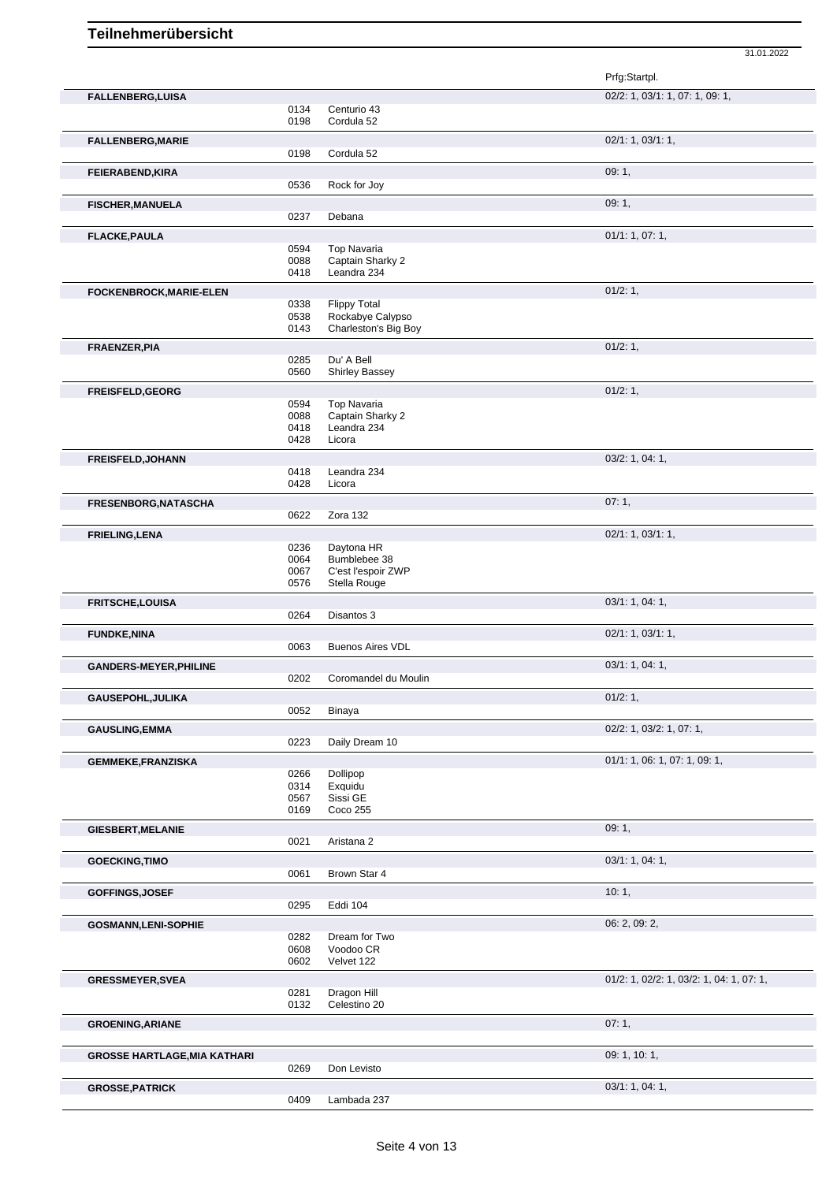# Teilnehmerübersicht

31.01.2022

| Name | Nr. | Pferd | Prfg:Startpl. |
|---|---|---|---|
| **FALLENBERG,LUISA** | | | 02/2: 1, 03/1: 1, 07: 1, 09: 1, |
| | 0134 | Centurio 43 | |
| | 0198 | Cordula 52 | |
| **FALLENBERG,MARIE** | | | 02/1: 1, 03/1: 1, |
| | 0198 | Cordula 52 | |
| **FEIERABEND,KIRA** | | | 09: 1, |
| | 0536 | Rock for Joy | |
| **FISCHER,MANUELA** | | | 09: 1, |
| | 0237 | Debana | |
| **FLACKE,PAULA** | | | 01/1: 1, 07: 1, |
| | 0594 | Top Navaria | |
| | 0088 | Captain Sharky 2 | |
| | 0418 | Leandra 234 | |
| **FOCKENBROCK,MARIE-ELEN** | | | 01/2: 1, |
| | 0338 | Flippy Total | |
| | 0538 | Rockabye Calypso | |
| | 0143 | Charleston's Big Boy | |
| **FRAENZER,PIA** | | | 01/2: 1, |
| | 0285 | Du' A Bell | |
| | 0560 | Shirley Bassey | |
| **FREISFELD,GEORG** | | | 01/2: 1, |
| | 0594 | Top Navaria | |
| | 0088 | Captain Sharky 2 | |
| | 0418 | Leandra 234 | |
| | 0428 | Licora | |
| **FREISFELD,JOHANN** | | | 03/2: 1, 04: 1, |
| | 0418 | Leandra 234 | |
| | 0428 | Licora | |
| **FRESENBORG,NATASCHA** | | | 07: 1, |
| | 0622 | Zora 132 | |
| **FRIELING,LENA** | | | 02/1: 1, 03/1: 1, |
| | 0236 | Daytona HR | |
| | 0064 | Bumblebee 38 | |
| | 0067 | C'est l'espoir ZWP | |
| | 0576 | Stella Rouge | |
| **FRITSCHE,LOUISA** | | | 03/1: 1, 04: 1, |
| | 0264 | Disantos 3 | |
| **FUNDKE,NINA** | | | 02/1: 1, 03/1: 1, |
| | 0063 | Buenos Aires VDL | |
| **GANDERS-MEYER,PHILINE** | | | 03/1: 1, 04: 1, |
| | 0202 | Coromandel du Moulin | |
| **GAUSEPOHL,JULIKA** | | | 01/2: 1, |
| | 0052 | Binaya | |
| **GAUSLING,EMMA** | | | 02/2: 1, 03/2: 1, 07: 1, |
| | 0223 | Daily Dream 10 | |
| **GEMMEKE,FRANZISKA** | | | 01/1: 1, 06: 1, 07: 1, 09: 1, |
| | 0266 | Dollipop | |
| | 0314 | Exquidu | |
| | 0567 | Sissi GE | |
| | 0169 | Coco 255 | |
| **GIESBERT,MELANIE** | | | 09: 1, |
| | 0021 | Aristana 2 | |
| **GOECKING,TIMO** | | | 03/1: 1, 04: 1, |
| | 0061 | Brown Star 4 | |
| **GOFFINGS,JOSEF** | | | 10: 1, |
| | 0295 | Eddi 104 | |
| **GOSMANN,LENI-SOPHIE** | | | 06: 2, 09: 2, |
| | 0282 | Dream for Two | |
| | 0608 | Voodoo CR | |
| | 0602 | Velvet 122 | |
| **GRESSMEYER,SVEA** | | | 01/2: 1, 02/2: 1, 03/2: 1, 04: 1, 07: 1, |
| | 0281 | Dragon Hill | |
| | 0132 | Celestino 20 | |
| **GROENING,ARIANE** | | | 07: 1, |
| **GROSSE HARTLAGE,MIA KATHARI** | | | 09: 1, 10: 1, |
| | 0269 | Don Levisto | |
| **GROSSE,PATRICK** | | | 03/1: 1, 04: 1, |
| | 0409 | Lambada 237 | |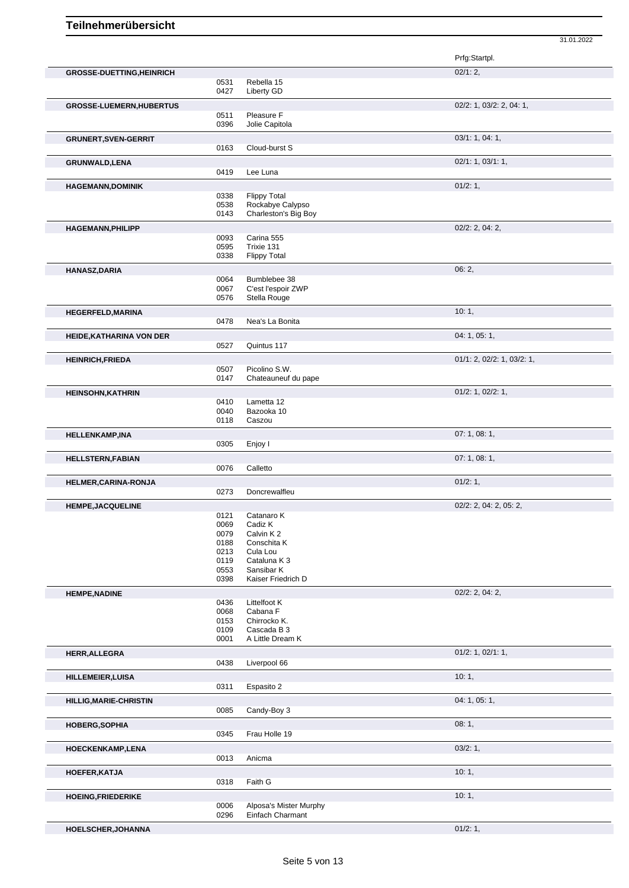# Teilnehmerübersicht

31.01.2022

| Teilnehmer | Nr. | Pferd | Prfg:Startpl. |
|---|---|---|---|
| **GROSSE-DUETTING,HEINRICH** | | | 02/1: 2, |
| | 0531 | Rebella 15 | |
| | 0427 | Liberty GD | |
| **GROSSE-LUEMERN,HUBERTUS** | | | 02/2: 1, 03/2: 2, 04: 1, |
| | 0511 | Pleasure F | |
| | 0396 | Jolie Capitola | |
| **GRUNERT,SVEN-GERRIT** | | | 03/1: 1, 04: 1, |
| | 0163 | Cloud-burst S | |
| **GRUNWALD,LENA** | | | 02/1: 1, 03/1: 1, |
| | 0419 | Lee Luna | |
| **HAGEMANN,DOMINIK** | | | 01/2: 1, |
| | 0338 | Flippy Total | |
| | 0538 | Rockabye Calypso | |
| | 0143 | Charleston's Big Boy | |
| **HAGEMANN,PHILIPP** | | | 02/2: 2, 04: 2, |
| | 0093 | Carina 555 | |
| | 0595 | Trixie 131 | |
| | 0338 | Flippy Total | |
| **HANASZ,DARIA** | | | 06: 2, |
| | 0064 | Bumblebee 38 | |
| | 0067 | C'est l'espoir ZWP | |
| | 0576 | Stella Rouge | |
| **HEGERFELD,MARINA** | | | 10: 1, |
| | 0478 | Nea's La Bonita | |
| **HEIDE,KATHARINA VON DER** | | | 04: 1, 05: 1, |
| | 0527 | Quintus 117 | |
| **HEINRICH,FRIEDA** | | | 01/1: 2, 02/2: 1, 03/2: 1, |
| | 0507 | Picolino S.W. | |
| | 0147 | Chateauneuf du pape | |
| **HEINSOHN,KATHRIN** | | | 01/2: 1, 02/2: 1, |
| | 0410 | Lametta 12 | |
| | 0040 | Bazooka 10 | |
| | 0118 | Caszou | |
| **HELLENKAMP,INA** | | | 07: 1, 08: 1, |
| | 0305 | Enjoy I | |
| **HELLSTERN,FABIAN** | | | 07: 1, 08: 1, |
| | 0076 | Calletto | |
| **HELMER,CARINA-RONJA** | | | 01/2: 1, |
| | 0273 | Doncrewalfleu | |
| **HEMPE,JACQUELINE** | | | 02/2: 2, 04: 2, 05: 2, |
| | 0121 | Catanaro K | |
| | 0069 | Cadiz K | |
| | 0079 | Calvin K 2 | |
| | 0188 | Conschita K | |
| | 0213 | Cula Lou | |
| | 0119 | Cataluna K 3 | |
| | 0553 | Sansibar K | |
| | 0398 | Kaiser Friedrich D | |
| **HEMPE,NADINE** | | | 02/2: 2, 04: 2, |
| | 0436 | Littelfoot K | |
| | 0068 | Cabana F | |
| | 0153 | Chirrocko K. | |
| | 0109 | Cascada B 3 | |
| | 0001 | A Little Dream K | |
| **HERR,ALLEGRA** | | | 01/2: 1, 02/1: 1, |
| | 0438 | Liverpool 66 | |
| **HILLEMEIER,LUISA** | | | 10: 1, |
| | 0311 | Espasito 2 | |
| **HILLIG,MARIE-CHRISTIN** | | | 04: 1, 05: 1, |
| | 0085 | Candy-Boy 3 | |
| **HOBERG,SOPHIA** | | | 08: 1, |
| | 0345 | Frau Holle 19 | |
| **HOECKENKAMP,LENA** | | | 03/2: 1, |
| | 0013 | Anicma | |
| **HOEFER,KATJA** | | | 10: 1, |
| | 0318 | Faith G | |
| **HOEING,FRIEDERIKE** | | | 10: 1, |
| | 0006 | Alposa's Mister Murphy | |
| | 0296 | Einfach Charmant | |
| **HOELSCHER,JOHANNA** | | | 01/2: 1, |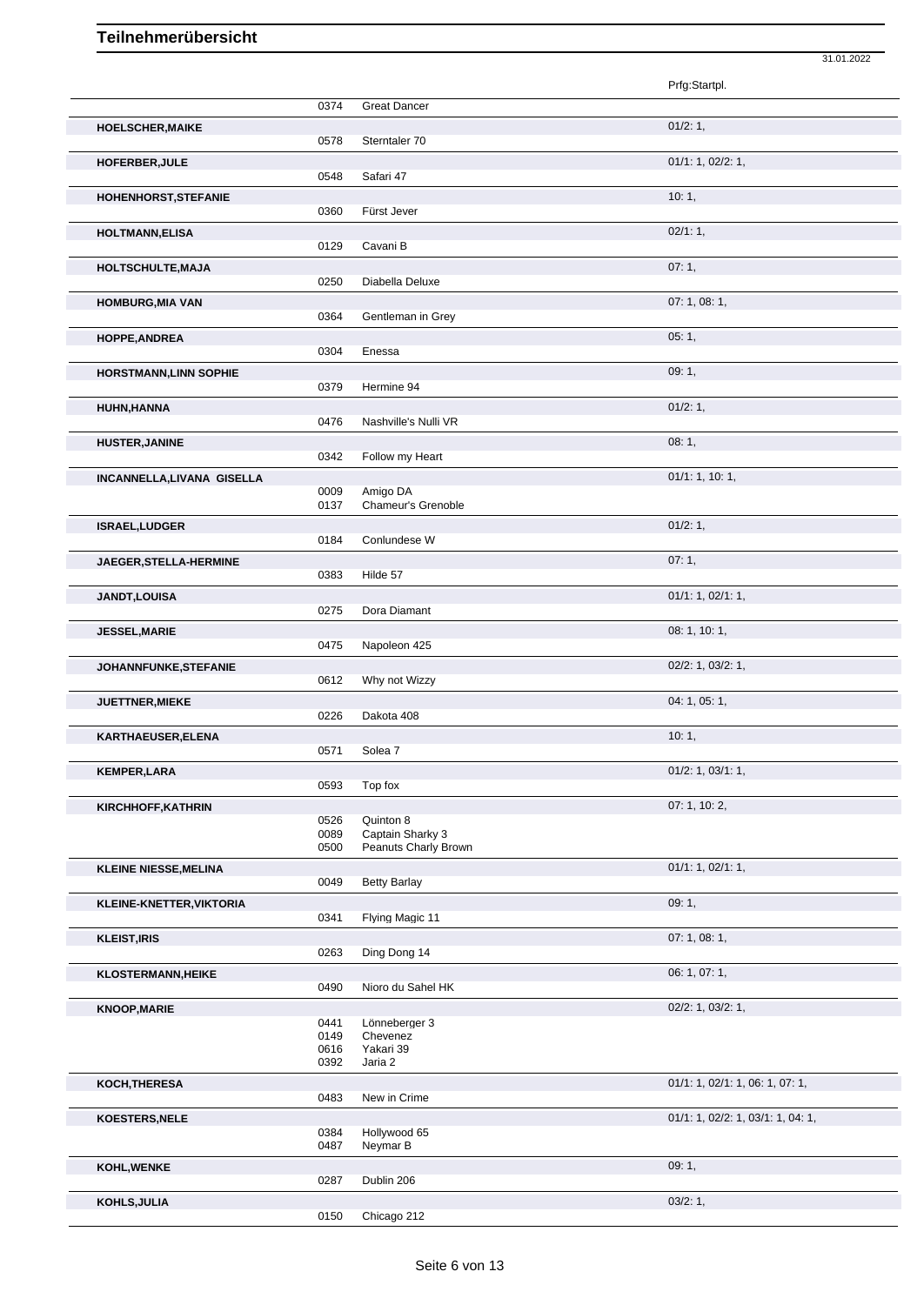# Teilnehmerübersicht

31.01.2022

| Name | Nr. | Pferd | Prfg:Startpl. |
|---|---|---|---|
| | 0374 | Great Dancer | |
| **HOELSCHER,MAIKE** | | | 01/2: 1, |
| | 0578 | Sterntaler 70 | |
| **HOFERBER,JULE** | | | 01/1: 1, 02/2: 1, |
| | 0548 | Safari 47 | |
| **HOHENHORST,STEFANIE** | | | 10: 1, |
| | 0360 | Fürst Jever | |
| **HOLTMANN,ELISA** | | | 02/1: 1, |
| | 0129 | Cavani B | |
| **HOLTSCHULTE,MAJA** | | | 07: 1, |
| | 0250 | Diabella Deluxe | |
| **HOMBURG,MIA VAN** | | | 07: 1, 08: 1, |
| | 0364 | Gentleman in Grey | |
| **HOPPE,ANDREA** | | | 05: 1, |
| | 0304 | Enessa | |
| **HORSTMANN,LINN SOPHIE** | | | 09: 1, |
| | 0379 | Hermine 94 | |
| **HUHN,HANNA** | | | 01/2: 1, |
| | 0476 | Nashville's Nulli VR | |
| **HUSTER,JANINE** | | | 08: 1, |
| | 0342 | Follow my Heart | |
| **INCANNELLA,LIVANA GISELLA** | | | 01/1: 1, 10: 1, |
| | 0009 | Amigo DA | |
| | 0137 | Chameur's Grenoble | |
| **ISRAEL,LUDGER** | | | 01/2: 1, |
| | 0184 | Conlundese W | |
| **JAEGER,STELLA-HERMINE** | | | 07: 1, |
| | 0383 | Hilde 57 | |
| **JANDT,LOUISA** | | | 01/1: 1, 02/1: 1, |
| | 0275 | Dora Diamant | |
| **JESSEL,MARIE** | | | 08: 1, 10: 1, |
| | 0475 | Napoleon 425 | |
| **JOHANNFUNKE,STEFANIE** | | | 02/2: 1, 03/2: 1, |
| | 0612 | Why not Wizzy | |
| **JUETTNER,MIEKE** | | | 04: 1, 05: 1, |
| | 0226 | Dakota 408 | |
| **KARTHAEUSER,ELENA** | | | 10: 1, |
| | 0571 | Solea 7 | |
| **KEMPER,LARA** | | | 01/2: 1, 03/1: 1, |
| | 0593 | Top fox | |
| **KIRCHHOFF,KATHRIN** | | | 07: 1, 10: 2, |
| | 0526 | Quinton 8 | |
| | 0089 | Captain Sharky 3 | |
| | 0500 | Peanuts Charly Brown | |
| **KLEINE NIESSE,MELINA** | | | 01/1: 1, 02/1: 1, |
| | 0049 | Betty Barlay | |
| **KLEINE-KNETTER,VIKTORIA** | | | 09: 1, |
| | 0341 | Flying Magic 11 | |
| **KLEIST,IRIS** | | | 07: 1, 08: 1, |
| | 0263 | Ding Dong 14 | |
| **KLOSTERMANN,HEIKE** | | | 06: 1, 07: 1, |
| | 0490 | Nioro du Sahel HK | |
| **KNOOP,MARIE** | | | 02/2: 1, 03/2: 1, |
| | 0441 | Lönneberger 3 | |
| | 0149 | Chevenez | |
| | 0616 | Yakari 39 | |
| | 0392 | Jaria 2 | |
| **KOCH,THERESA** | | | 01/1: 1, 02/1: 1, 06: 1, 07: 1, |
| | 0483 | New in Crime | |
| **KOESTERS,NELE** | | | 01/1: 1, 02/2: 1, 03/1: 1, 04: 1, |
| | 0384 | Hollywood 65 | |
| | 0487 | Neymar B | |
| **KOHL,WENKE** | | | 09: 1, |
| | 0287 | Dublin 206 | |
| **KOHLS,JULIA** | | | 03/2: 1, |
| | 0150 | Chicago 212 | |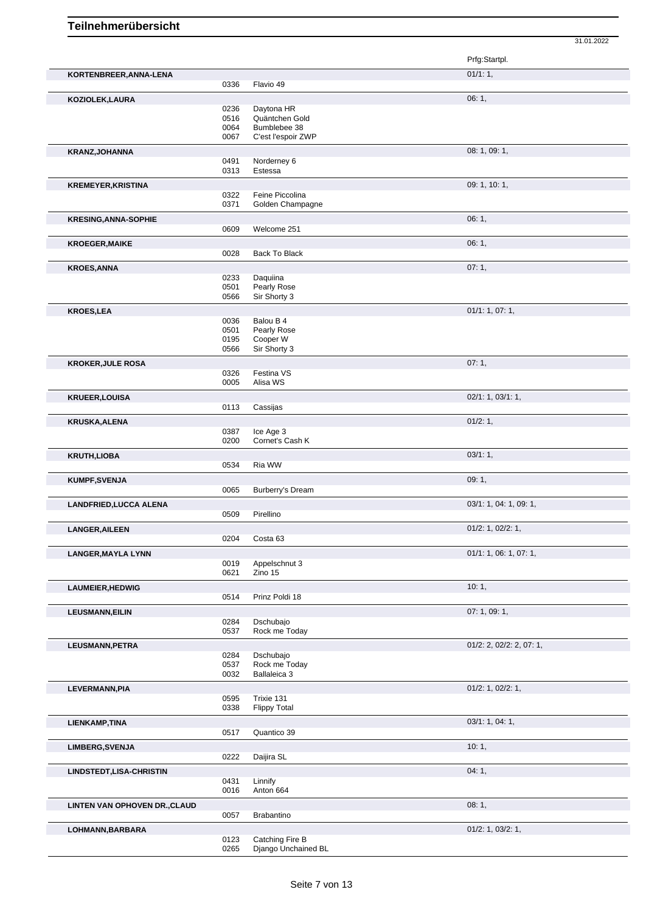# Teilnehmerübersicht

31.01.2022

| Name | Nr. | Pferd | Prfg:Startpl. |
|---|---|---|---|
| **KORTENBREER,ANNA-LENA** | | | 01/1: 1, |
| | 0336 | Flavio 49 | |
| **KOZIOLEK,LAURA** | | | 06: 1, |
| | 0236 | Daytona HR | |
| | 0516 | Quäntchen Gold | |
| | 0064 | Bumblebee 38 | |
| | 0067 | C'est l'espoir ZWP | |
| **KRANZ,JOHANNA** | | | 08: 1, 09: 1, |
| | 0491 | Norderney 6 | |
| | 0313 | Estessa | |
| **KREMEYER,KRISTINA** | | | 09: 1, 10: 1, |
| | 0322 | Feine Piccolina | |
| | 0371 | Golden Champagne | |
| **KRESING,ANNA-SOPHIE** | | | 06: 1, |
| | 0609 | Welcome 251 | |
| **KROEGER,MAIKE** | | | 06: 1, |
| | 0028 | Back To Black | |
| **KROES,ANNA** | | | 07: 1, |
| | 0233 | Daquiina | |
| | 0501 | Pearly Rose | |
| | 0566 | Sir Shorty 3 | |
| **KROES,LEA** | | | 01/1: 1, 07: 1, |
| | 0036 | Balou B 4 | |
| | 0501 | Pearly Rose | |
| | 0195 | Cooper W | |
| | 0566 | Sir Shorty 3 | |
| **KROKER,JULE ROSA** | | | 07: 1, |
| | 0326 | Festina VS | |
| | 0005 | Alisa WS | |
| **KRUEER,LOUISA** | | | 02/1: 1, 03/1: 1, |
| | 0113 | Cassijas | |
| **KRUSKA,ALENA** | | | 01/2: 1, |
| | 0387 | Ice Age 3 | |
| | 0200 | Cornet's Cash K | |
| **KRUTH,LIOBA** | | | 03/1: 1, |
| | 0534 | Ria WW | |
| **KUMPF,SVENJA** | | | 09: 1, |
| | 0065 | Burberry's Dream | |
| **LANDFRIED,LUCCA ALENA** | | | 03/1: 1, 04: 1, 09: 1, |
| | 0509 | Pirellino | |
| **LANGER,AILEEN** | | | 01/2: 1, 02/2: 1, |
| | 0204 | Costa 63 | |
| **LANGER,MAYLA LYNN** | | | 01/1: 1, 06: 1, 07: 1, |
| | 0019 | Appelschnut 3 | |
| | 0621 | Zino 15 | |
| **LAUMEIER,HEDWIG** | | | 10: 1, |
| | 0514 | Prinz Poldi 18 | |
| **LEUSMANN,EILIN** | | | 07: 1, 09: 1, |
| | 0284 | Dschubajo | |
| | 0537 | Rock me Today | |
| **LEUSMANN,PETRA** | | | 01/2: 2, 02/2: 2, 07: 1, |
| | 0284 | Dschubajo | |
| | 0537 | Rock me Today | |
| | 0032 | Ballaleica 3 | |
| **LEVERMANN,PIA** | | | 01/2: 1, 02/2: 1, |
| | 0595 | Trixie 131 | |
| | 0338 | Flippy Total | |
| **LIENKAMP,TINA** | | | 03/1: 1, 04: 1, |
| | 0517 | Quantico 39 | |
| **LIMBERG,SVENJA** | | | 10: 1, |
| | 0222 | Daijira SL | |
| **LINDSTEDT,LISA-CHRISTIN** | | | 04: 1, |
| | 0431 | Linnify | |
| | 0016 | Anton 664 | |
| **LINTEN VAN OPHOVEN DR.,CLAUD** | | | 08: 1, |
| | 0057 | Brabantino | |
| **LOHMANN,BARBARA** | | | 01/2: 1, 03/2: 1, |
| | 0123 | Catching Fire B | |
| | 0265 | Django Unchained BL | |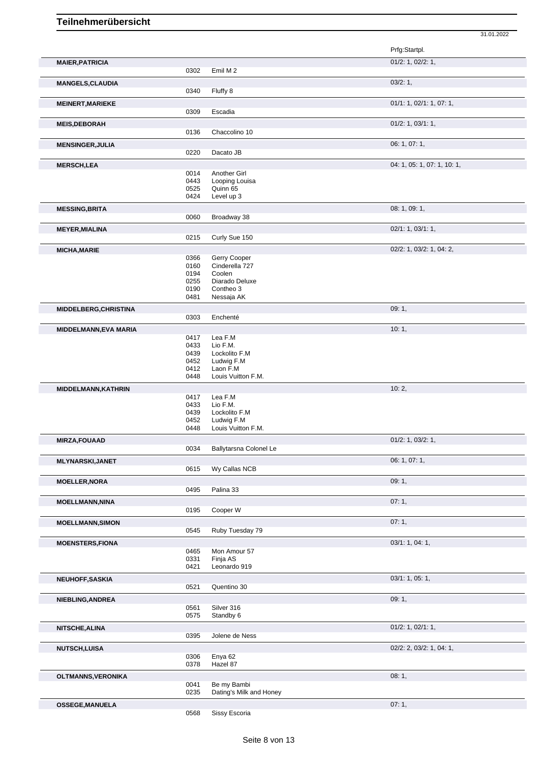# Teilnehmerübersicht

31.01.2022

| Teilnehmer | Nr. | Pferd | Prfg:Startpl. |
|---|---|---|---|
| **MAIER,PATRICIA** | | | 01/2: 1, 02/2: 1, |
| | 0302 | Emil M 2 | |
| **MANGELS,CLAUDIA** | | | 03/2: 1, |
| | 0340 | Fluffy 8 | |
| **MEINERT,MARIEKE** | | | 01/1: 1, 02/1: 1, 07: 1, |
| | 0309 | Escadia | |
| **MEIS,DEBORAH** | | | 01/2: 1, 03/1: 1, |
| | 0136 | Chaccolino 10 | |
| **MENSINGER,JULIA** | | | 06: 1, 07: 1, |
| | 0220 | Dacato JB | |
| **MERSCH,LEA** | | | 04: 1, 05: 1, 07: 1, 10: 1, |
| | 0014 | Another Girl | |
| | 0443 | Looping Louisa | |
| | 0525 | Quinn 65 | |
| | 0424 | Level up 3 | |
| **MESSING,BRITA** | | | 08: 1, 09: 1, |
| | 0060 | Broadway 38 | |
| **MEYER,MIALINA** | | | 02/1: 1, 03/1: 1, |
| | 0215 | Curly Sue 150 | |
| **MICHA,MARIE** | | | 02/2: 1, 03/2: 1, 04: 2, |
| | 0366 | Gerry Cooper | |
| | 0160 | Cinderella 727 | |
| | 0194 | Coolen | |
| | 0255 | Diarado Deluxe | |
| | 0190 | Contheo 3 | |
| | 0481 | Nessaja AK | |
| **MIDDELBERG,CHRISTINA** | | | 09: 1, |
| | 0303 | Enchenté | |
| **MIDDELMANN,EVA MARIA** | | | 10: 1, |
| | 0417 | Lea F.M | |
| | 0433 | Lio F.M. | |
| | 0439 | Lockolito F.M | |
| | 0452 | Ludwig F.M | |
| | 0412 | Laon F.M | |
| | 0448 | Louis Vuitton F.M. | |
| **MIDDELMANN,KATHRIN** | | | 10: 2, |
| | 0417 | Lea F.M | |
| | 0433 | Lio F.M. | |
| | 0439 | Lockolito F.M | |
| | 0452 | Ludwig F.M | |
| | 0448 | Louis Vuitton F.M. | |
| **MIRZA,FOUAAD** | | | 01/2: 1, 03/2: 1, |
| | 0034 | Ballytarsna Colonel Le | |
| **MLYNARSKI,JANET** | | | 06: 1, 07: 1, |
| | 0615 | Wy Callas NCB | |
| **MOELLER,NORA** | | | 09: 1, |
| | 0495 | Palina 33 | |
| **MOELLMANN,NINA** | | | 07: 1, |
| | 0195 | Cooper W | |
| **MOELLMANN,SIMON** | | | 07: 1, |
| | 0545 | Ruby Tuesday 79 | |
| **MOENSTERS,FIONA** | | | 03/1: 1, 04: 1, |
| | 0465 | Mon Amour 57 | |
| | 0331 | Finja AS | |
| | 0421 | Leonardo 919 | |
| **NEUHOFF,SASKIA** | | | 03/1: 1, 05: 1, |
| | 0521 | Quentino 30 | |
| **NIEBLING,ANDREA** | | | 09: 1, |
| | 0561 | Silver 316 | |
| | 0575 | Standby 6 | |
| **NITSCHE,ALINA** | | | 01/2: 1, 02/1: 1, |
| | 0395 | Jolene de Ness | |
| **NUTSCH,LUISA** | | | 02/2: 2, 03/2: 1, 04: 1, |
| | 0306 | Enya 62 | |
| | 0378 | Hazel 87 | |
| **OLTMANNS,VERONIKA** | | | 08: 1, |
| | 0041 | Be my Bambi | |
| | 0235 | Dating's Milk and Honey | |
| **OSSEGE,MANUELA** | | | 07: 1, |
| | 0568 | Sissy Escoria | |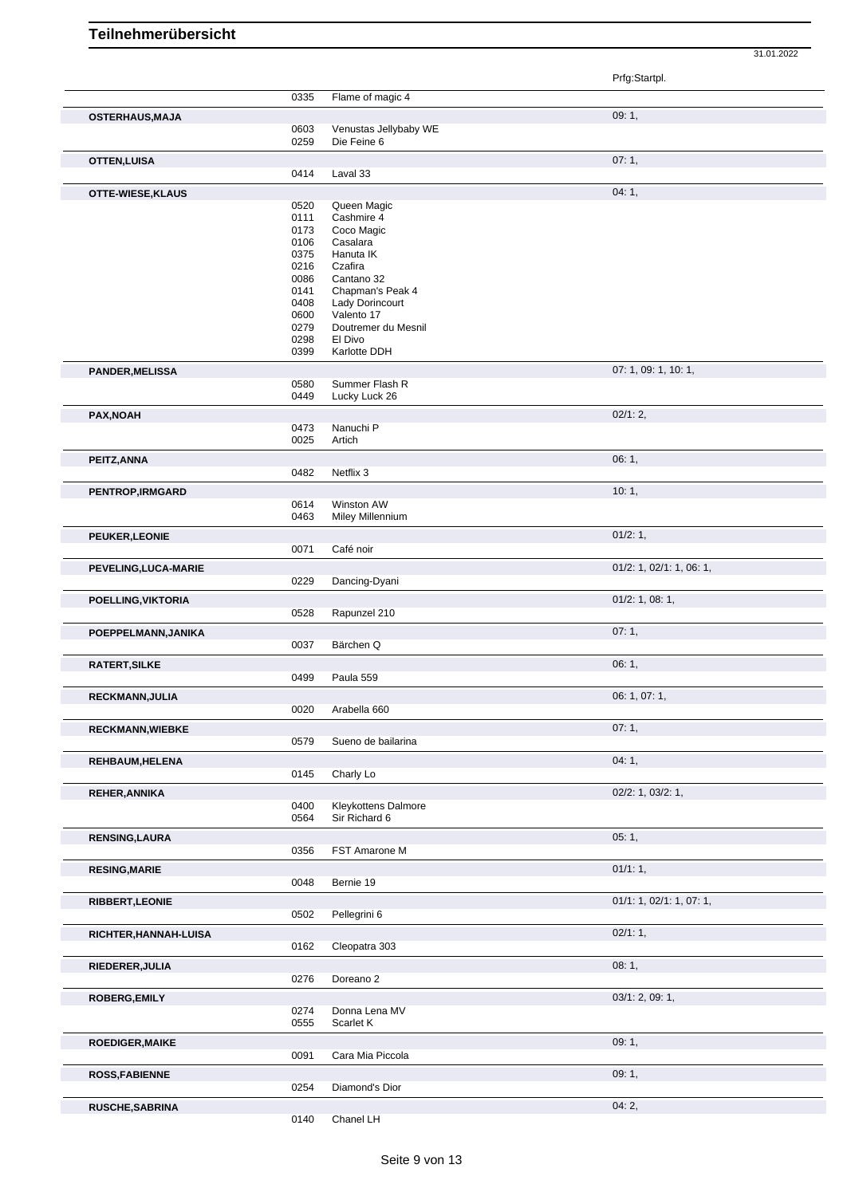# Teilnehmerübersicht

31.01.2022

| Name | Nr. | Pferd | Prfg:Startpl. |
| --- | --- | --- | --- |
| | 0335 | Flame of magic 4 | |
| **OSTERHAUS,MAJA** | | | 09: 1, |
| | 0603 | Venustas Jellybaby WE | |
| | 0259 | Die Feine 6 | |
| **OTTEN,LUISA** | | | 07: 1, |
| | 0414 | Laval 33 | |
| **OTTE-WIESE,KLAUS** | | | 04: 1, |
| | 0520 | Queen Magic | |
| | 0111 | Cashmire 4 | |
| | 0173 | Coco Magic | |
| | 0106 | Casalara | |
| | 0375 | Hanuta IK | |
| | 0216 | Czafira | |
| | 0086 | Cantano 32 | |
| | 0141 | Chapman's Peak 4 | |
| | 0408 | Lady Dorincourt | |
| | 0600 | Valento 17 | |
| | 0279 | Doutremer du Mesnil | |
| | 0298 | El Divo | |
| | 0399 | Karlotte DDH | |
| **PANDER,MELISSA** | | | 07: 1, 09: 1, 10: 1, |
| | 0580 | Summer Flash R | |
| | 0449 | Lucky Luck 26 | |
| **PAX,NOAH** | | | 02/1: 2, |
| | 0473 | Nanuchi P | |
| | 0025 | Artich | |
| **PEITZ,ANNA** | | | 06: 1, |
| | 0482 | Netflix 3 | |
| **PENTROP,IRMGARD** | | | 10: 1, |
| | 0614 | Winston AW | |
| | 0463 | Miley Millennium | |
| **PEUKER,LEONIE** | | | 01/2: 1, |
| | 0071 | Café noir | |
| **PEVELING,LUCA-MARIE** | | | 01/2: 1, 02/1: 1, 06: 1, |
| | 0229 | Dancing-Dyani | |
| **POELLING,VIKTORIA** | | | 01/2: 1, 08: 1, |
| | 0528 | Rapunzel 210 | |
| **POEPPELMANN,JANIKA** | | | 07: 1, |
| | 0037 | Bärchen Q | |
| **RATERT,SILKE** | | | 06: 1, |
| | 0499 | Paula 559 | |
| **RECKMANN,JULIA** | | | 06: 1, 07: 1, |
| | 0020 | Arabella 660 | |
| **RECKMANN,WIEBKE** | | | 07: 1, |
| | 0579 | Sueno de bailarina | |
| **REHBAUM,HELENA** | | | 04: 1, |
| | 0145 | Charly Lo | |
| **REHER,ANNIKA** | | | 02/2: 1, 03/2: 1, |
| | 0400 | Kleykottens Dalmore | |
| | 0564 | Sir Richard 6 | |
| **RENSING,LAURA** | | | 05: 1, |
| | 0356 | FST Amarone M | |
| **RESING,MARIE** | | | 01/1: 1, |
| | 0048 | Bernie 19 | |
| **RIBBERT,LEONIE** | | | 01/1: 1, 02/1: 1, 07: 1, |
| | 0502 | Pellegrini 6 | |
| **RICHTER,HANNAH-LUISA** | | | 02/1: 1, |
| | 0162 | Cleopatra 303 | |
| **RIEDERER,JULIA** | | | 08: 1, |
| | 0276 | Doreano 2 | |
| **ROBERG,EMILY** | | | 03/1: 2, 09: 1, |
| | 0274 | Donna Lena MV | |
| | 0555 | Scarlet K | |
| **ROEDIGER,MAIKE** | | | 09: 1, |
| | 0091 | Cara Mia Piccola | |
| **ROSS,FABIENNE** | | | 09: 1, |
| | 0254 | Diamond's Dior | |
| **RUSCHE,SABRINA** | | | 04: 2, |
| | 0140 | Chanel LH | |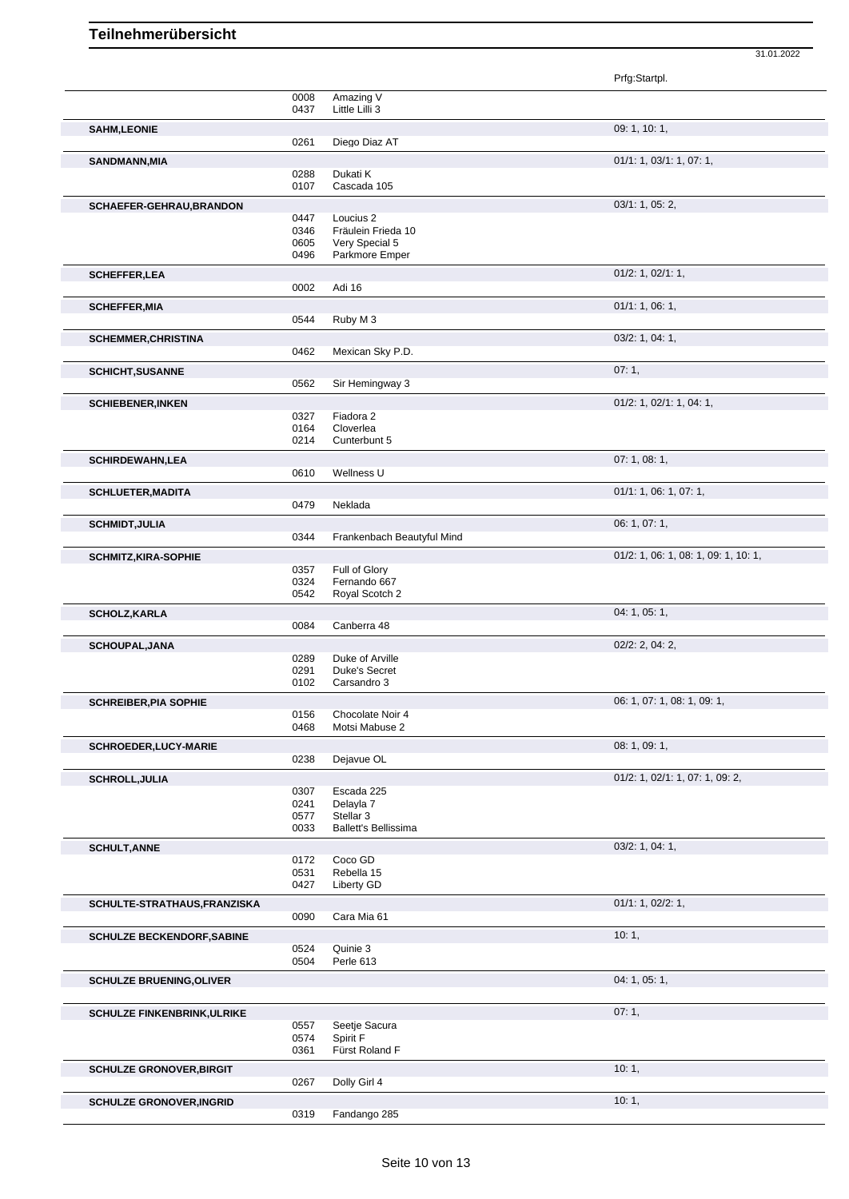# Teilnehmerübersicht

31.01.2022

| Name | Nr. | Pferd | Prfg:Startpl. |
|---|---|---|---|
| | 0008 | Amazing V | |
| | 0437 | Little Lilli 3 | |
| **SAHM,LEONIE** | | | 09: 1, 10: 1, |
| | 0261 | Diego Diaz AT | |
| **SANDMANN,MIA** | | | 01/1: 1, 03/1: 1, 07: 1, |
| | 0288 | Dukati K | |
| | 0107 | Cascada 105 | |
| **SCHAEFER-GEHRAU,BRANDON** | | | 03/1: 1, 05: 2, |
| | 0447 | Loucius 2 | |
| | 0346 | Fräulein Frieda 10 | |
| | 0605 | Very Special 5 | |
| | 0496 | Parkmore Emper | |
| **SCHEFFER,LEA** | | | 01/2: 1, 02/1: 1, |
| | 0002 | Adi 16 | |
| **SCHEFFER,MIA** | | | 01/1: 1, 06: 1, |
| | 0544 | Ruby M 3 | |
| **SCHEMMER,CHRISTINA** | | | 03/2: 1, 04: 1, |
| | 0462 | Mexican Sky P.D. | |
| **SCHICHT,SUSANNE** | | | 07: 1, |
| | 0562 | Sir Hemingway 3 | |
| **SCHIEBENER,INKEN** | | | 01/2: 1, 02/1: 1, 04: 1, |
| | 0327 | Fiadora 2 | |
| | 0164 | Cloverlea | |
| | 0214 | Cunterbunt 5 | |
| **SCHIRDEWAHN,LEA** | | | 07: 1, 08: 1, |
| | 0610 | Wellness U | |
| **SCHLUETER,MADITA** | | | 01/1: 1, 06: 1, 07: 1, |
| | 0479 | Neklada | |
| **SCHMIDT,JULIA** | | | 06: 1, 07: 1, |
| | 0344 | Frankenbach Beautyful Mind | |
| **SCHMITZ,KIRA-SOPHIE** | | | 01/2: 1, 06: 1, 08: 1, 09: 1, 10: 1, |
| | 0357 | Full of Glory | |
| | 0324 | Fernando 667 | |
| | 0542 | Royal Scotch 2 | |
| **SCHOLZ,KARLA** | | | 04: 1, 05: 1, |
| | 0084 | Canberra 48 | |
| **SCHOUPAL,JANA** | | | 02/2: 2, 04: 2, |
| | 0289 | Duke of Arville | |
| | 0291 | Duke's Secret | |
| | 0102 | Carsandro 3 | |
| **SCHREIBER,PIA SOPHIE** | | | 06: 1, 07: 1, 08: 1, 09: 1, |
| | 0156 | Chocolate Noir 4 | |
| | 0468 | Motsi Mabuse 2 | |
| **SCHROEDER,LUCY-MARIE** | | | 08: 1, 09: 1, |
| | 0238 | Dejavue OL | |
| **SCHROLL,JULIA** | | | 01/2: 1, 02/1: 1, 07: 1, 09: 2, |
| | 0307 | Escada 225 | |
| | 0241 | Delayla 7 | |
| | 0577 | Stellar 3 | |
| | 0033 | Ballett's Bellissima | |
| **SCHULT,ANNE** | | | 03/2: 1, 04: 1, |
| | 0172 | Coco GD | |
| | 0531 | Rebella 15 | |
| | 0427 | Liberty GD | |
| **SCHULTE-STRATHAUS,FRANZISKA** | | | 01/1: 1, 02/2: 1, |
| | 0090 | Cara Mia 61 | |
| **SCHULZE BECKENDORF,SABINE** | | | 10: 1, |
| | 0524 | Quinie 3 | |
| | 0504 | Perle 613 | |
| **SCHULZE BRUENING,OLIVER** | | | 04: 1, 05: 1, |
| **SCHULZE FINKENBRINK,ULRIKE** | | | 07: 1, |
| | 0557 | Seetje Sacura | |
| | 0574 | Spirit F | |
| | 0361 | Fürst Roland F | |
| **SCHULZE GRONOVER,BIRGIT** | | | 10: 1, |
| | 0267 | Dolly Girl 4 | |
| **SCHULZE GRONOVER,INGRID** | | | 10: 1, |
| | 0319 | Fandango 285 | |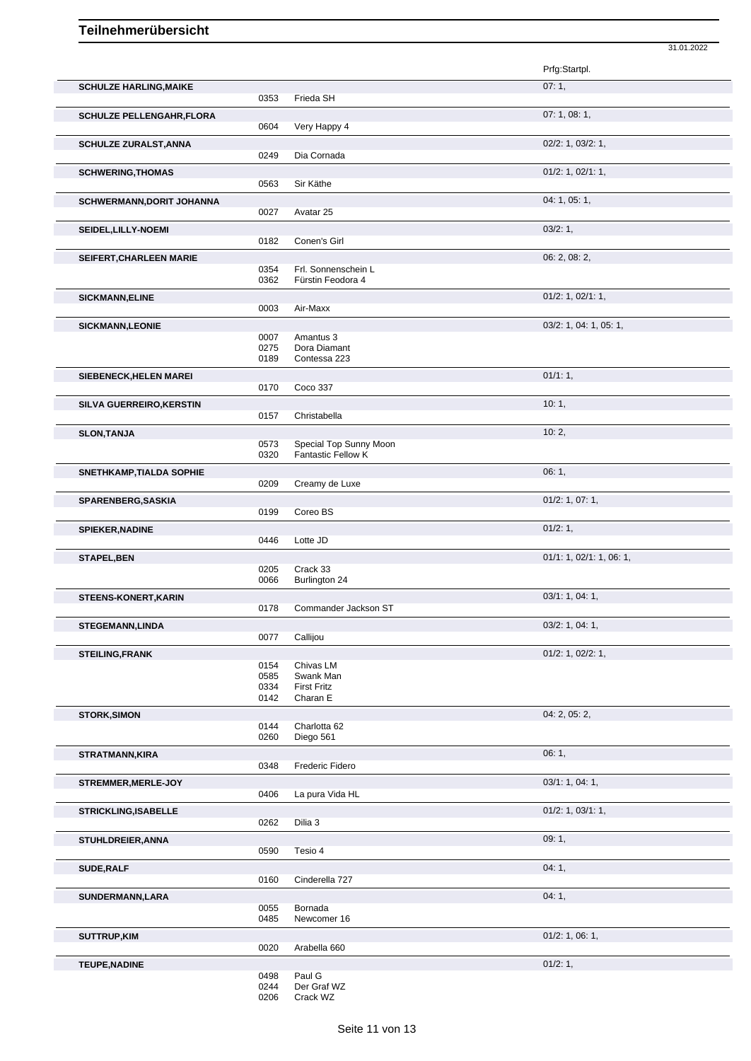# Teilnehmerübersicht

31.01.2022

| Teilnehmer | Nr. | Pferd | Prfg:Startpl. |
|---|---|---|---|
| **SCHULZE HARLING,MAIKE** | | | 07: 1, |
| | 0353 | Frieda SH | |
| **SCHULZE PELLENGAHR,FLORA** | | | 07: 1, 08: 1, |
| | 0604 | Very Happy 4 | |
| **SCHULZE ZURALST,ANNA** | | | 02/2: 1, 03/2: 1, |
| | 0249 | Dia Cornada | |
| **SCHWERING,THOMAS** | | | 01/2: 1, 02/1: 1, |
| | 0563 | Sir Käthe | |
| **SCHWERMANN,DORIT JOHANNA** | | | 04: 1, 05: 1, |
| | 0027 | Avatar 25 | |
| **SEIDEL,LILLY-NOEMI** | | | 03/2: 1, |
| | 0182 | Conen's Girl | |
| **SEIFERT,CHARLEEN MARIE** | | | 06: 2, 08: 2, |
| | 0354 | Frl. Sonnenschein L | |
| | 0362 | Fürstin Feodora 4 | |
| **SICKMANN,ELINE** | | | 01/2: 1, 02/1: 1, |
| | 0003 | Air-Maxx | |
| **SICKMANN,LEONIE** | | | 03/2: 1, 04: 1, 05: 1, |
| | 0007 | Amantus 3 | |
| | 0275 | Dora Diamant | |
| | 0189 | Contessa 223 | |
| **SIEBENECK,HELEN MAREI** | | | 01/1: 1, |
| | 0170 | Coco 337 | |
| **SILVA GUERREIRO,KERSTIN** | | | 10: 1, |
| | 0157 | Christabella | |
| **SLON,TANJA** | | | 10: 2, |
| | 0573 | Special Top Sunny Moon | |
| | 0320 | Fantastic Fellow K | |
| **SNETHKAMP,TIALDA SOPHIE** | | | 06: 1, |
| | 0209 | Creamy de Luxe | |
| **SPARENBERG,SASKIA** | | | 01/2: 1, 07: 1, |
| | 0199 | Coreo BS | |
| **SPIEKER,NADINE** | | | 01/2: 1, |
| | 0446 | Lotte JD | |
| **STAPEL,BEN** | | | 01/1: 1, 02/1: 1, 06: 1, |
| | 0205 | Crack 33 | |
| | 0066 | Burlington 24 | |
| **STEENS-KONERT,KARIN** | | | 03/1: 1, 04: 1, |
| | 0178 | Commander Jackson ST | |
| **STEGEMANN,LINDA** | | | 03/2: 1, 04: 1, |
| | 0077 | Callijou | |
| **STEILING,FRANK** | | | 01/2: 1, 02/2: 1, |
| | 0154 | Chivas LM | |
| | 0585 | Swank Man | |
| | 0334 | First Fritz | |
| | 0142 | Charan E | |
| **STORK,SIMON** | | | 04: 2, 05: 2, |
| | 0144 | Charlotta 62 | |
| | 0260 | Diego 561 | |
| **STRATMANN,KIRA** | | | 06: 1, |
| | 0348 | Frederic Fidero | |
| **STREMMER,MERLE-JOY** | | | 03/1: 1, 04: 1, |
| | 0406 | La pura Vida HL | |
| **STRICKLING,ISABELLE** | | | 01/2: 1, 03/1: 1, |
| | 0262 | Dilia 3 | |
| **STUHLDREIER,ANNA** | | | 09: 1, |
| | 0590 | Tesio 4 | |
| **SUDE,RALF** | | | 04: 1, |
| | 0160 | Cinderella 727 | |
| **SUNDERMANN,LARA** | | | 04: 1, |
| | 0055 | Bornada | |
| | 0485 | Newcomer 16 | |
| **SUTTRUP,KIM** | | | 01/2: 1, 06: 1, |
| | 0020 | Arabella 660 | |
| **TEUPE,NADINE** | | | 01/2: 1, |
| | 0498 | Paul G | |
| | 0244 | Der Graf WZ | |
| | 0206 | Crack WZ | |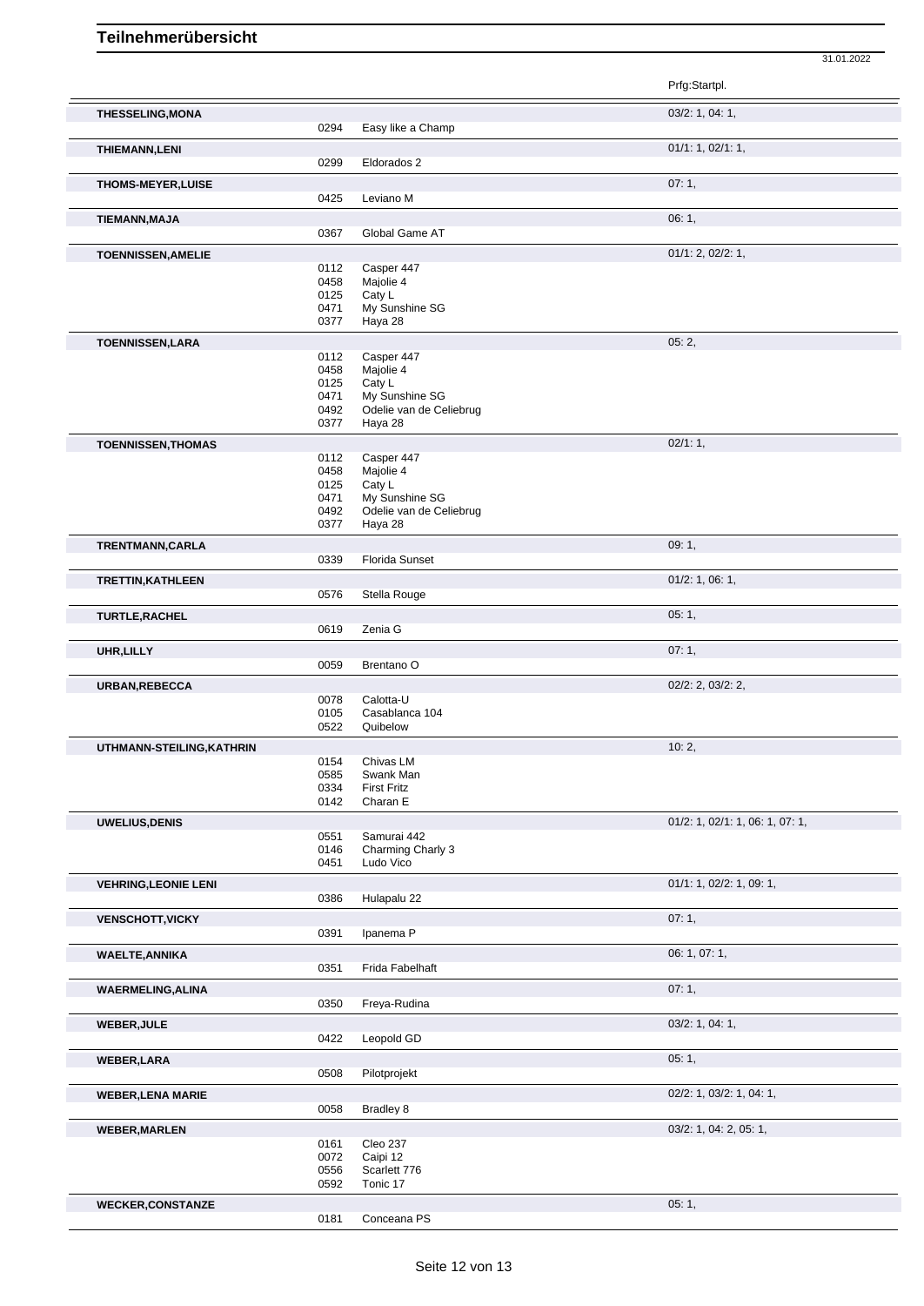# Teilnehmerübersicht

31.01.2022

| Name | Nr. | Pferd | Prfg:Startpl. |
|---|---|---|---|
| **THESSELING,MONA** | | | 03/2: 1, 04: 1, |
| | 0294 | Easy like a Champ | |
| **THIEMANN,LENI** | | | 01/1: 1, 02/1: 1, |
| | 0299 | Eldorados 2 | |
| **THOMS-MEYER,LUISE** | | | 07: 1, |
| | 0425 | Leviano M | |
| **TIEMANN,MAJA** | | | 06: 1, |
| | 0367 | Global Game AT | |
| **TOENNISSEN,AMELIE** | | | 01/1: 2, 02/2: 1, |
| | 0112 | Casper 447 | |
| | 0458 | Majolie 4 | |
| | 0125 | Caty L | |
| | 0471 | My Sunshine SG | |
| | 0377 | Haya 28 | |
| **TOENNISSEN,LARA** | | | 05: 2, |
| | 0112 | Casper 447 | |
| | 0458 | Majolie 4 | |
| | 0125 | Caty L | |
| | 0471 | My Sunshine SG | |
| | 0492 | Odelie van de Celiebrug | |
| | 0377 | Haya 28 | |
| **TOENNISSEN,THOMAS** | | | 02/1: 1, |
| | 0112 | Casper 447 | |
| | 0458 | Majolie 4 | |
| | 0125 | Caty L | |
| | 0471 | My Sunshine SG | |
| | 0492 | Odelie van de Celiebrug | |
| | 0377 | Haya 28 | |
| **TRENTMANN,CARLA** | | | 09: 1, |
| | 0339 | Florida Sunset | |
| **TRETTIN,KATHLEEN** | | | 01/2: 1, 06: 1, |
| | 0576 | Stella Rouge | |
| **TURTLE,RACHEL** | | | 05: 1, |
| | 0619 | Zenia G | |
| **UHR,LILLY** | | | 07: 1, |
| | 0059 | Brentano O | |
| **URBAN,REBECCA** | | | 02/2: 2, 03/2: 2, |
| | 0078 | Calotta-U | |
| | 0105 | Casablanca 104 | |
| | 0522 | Quibelow | |
| **UTHMANN-STEILING,KATHRIN** | | | 10: 2, |
| | 0154 | Chivas LM | |
| | 0585 | Swank Man | |
| | 0334 | First Fritz | |
| | 0142 | Charan E | |
| **UWELIUS,DENIS** | | | 01/2: 1, 02/1: 1, 06: 1, 07: 1, |
| | 0551 | Samurai 442 | |
| | 0146 | Charming Charly 3 | |
| | 0451 | Ludo Vico | |
| **VEHRING,LEONIE LENI** | | | 01/1: 1, 02/2: 1, 09: 1, |
| | 0386 | Hulapalu 22 | |
| **VENSCHOTT,VICKY** | | | 07: 1, |
| | 0391 | Ipanema P | |
| **WAELTE,ANNIKA** | | | 06: 1, 07: 1, |
| | 0351 | Frida Fabelhaft | |
| **WAERMELING,ALINA** | | | 07: 1, |
| | 0350 | Freya-Rudina | |
| **WEBER,JULE** | | | 03/2: 1, 04: 1, |
| | 0422 | Leopold GD | |
| **WEBER,LARA** | | | 05: 1, |
| | 0508 | Pilotprojekt | |
| **WEBER,LENA MARIE** | | | 02/2: 1, 03/2: 1, 04: 1, |
| | 0058 | Bradley 8 | |
| **WEBER,MARLEN** | | | 03/2: 1, 04: 2, 05: 1, |
| | 0161 | Cleo 237 | |
| | 0072 | Caipi 12 | |
| | 0556 | Scarlett 776 | |
| | 0592 | Tonic 17 | |
| **WECKER,CONSTANZE** | | | 05: 1, |
| | 0181 | Conceana PS | |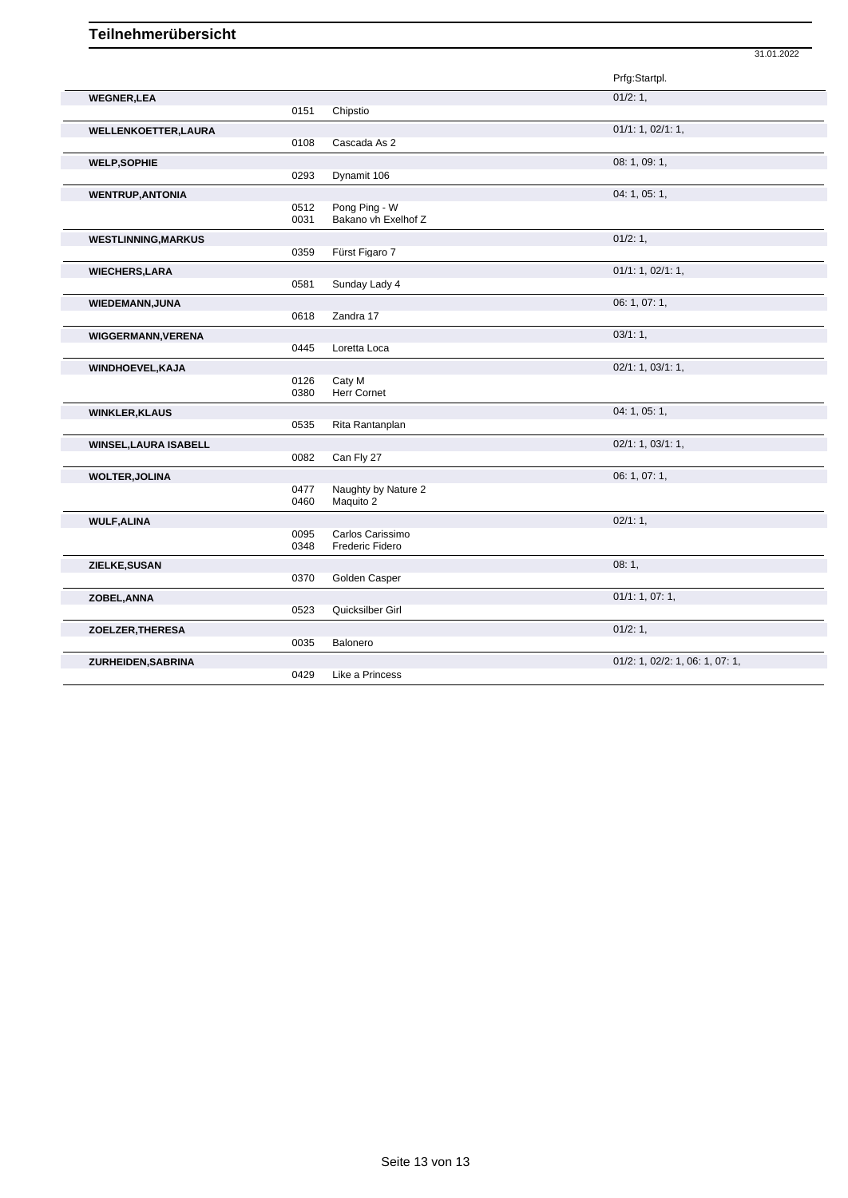# Teilnehmerübersicht

31.01.2022

| | | | Prfg:Startpl. |
|---|---|---|---|
| **WEGNER,LEA** | | | 01/2: 1, |
| | 0151 | Chipstio | |
| **WELLENKOETTER,LAURA** | | | 01/1: 1, 02/1: 1, |
| | 0108 | Cascada As 2 | |
| **WELP,SOPHIE** | | | 08: 1, 09: 1, |
| | 0293 | Dynamit 106 | |
| **WENTRUP,ANTONIA** | | | 04: 1, 05: 1, |
| | 0512 | Pong Ping - W | |
| | 0031 | Bakano vh Exelhof Z | |
| **WESTLINNING,MARKUS** | | | 01/2: 1, |
| | 0359 | Fürst Figaro 7 | |
| **WIECHERS,LARA** | | | 01/1: 1, 02/1: 1, |
| | 0581 | Sunday Lady 4 | |
| **WIEDEMANN,JUNA** | | | 06: 1, 07: 1, |
| | 0618 | Zandra 17 | |
| **WIGGERMANN,VERENA** | | | 03/1: 1, |
| | 0445 | Loretta Loca | |
| **WINDHOEVEL,KAJA** | | | 02/1: 1, 03/1: 1, |
| | 0126 | Caty M | |
| | 0380 | Herr Cornet | |
| **WINKLER,KLAUS** | | | 04: 1, 05: 1, |
| | 0535 | Rita Rantanplan | |
| **WINSEL,LAURA ISABELL** | | | 02/1: 1, 03/1: 1, |
| | 0082 | Can Fly 27 | |
| **WOLTER,JOLINA** | | | 06: 1, 07: 1, |
| | 0477 | Naughty by Nature 2 | |
| | 0460 | Maquito 2 | |
| **WULF,ALINA** | | | 02/1: 1, |
| | 0095 | Carlos Carissimo | |
| | 0348 | Frederic Fidero | |
| **ZIELKE,SUSAN** | | | 08: 1, |
| | 0370 | Golden Casper | |
| **ZOBEL,ANNA** | | | 01/1: 1, 07: 1, |
| | 0523 | Quicksilber Girl | |
| **ZOELZER,THERESA** | | | 01/2: 1, |
| | 0035 | Balonero | |
| **ZURHEIDEN,SABRINA** | | | 01/2: 1, 02/2: 1, 06: 1, 07: 1, |
| | 0429 | Like a Princess | |